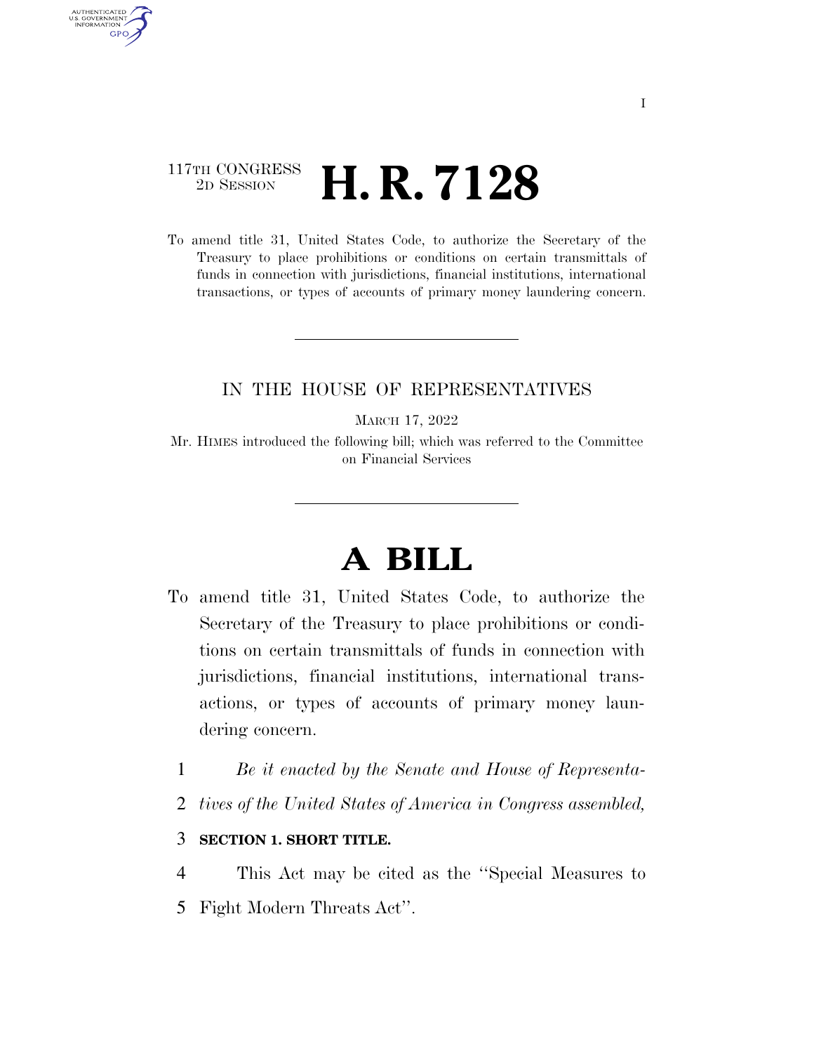117TH CONGRESS
2D SESSION

# H. R. 7128

To amend title 31, United States Code, to authorize the Secretary of the Treasury to place prohibitions or conditions on certain transmittals of funds in connection with jurisdictions, financial institutions, international transactions, or types of accounts of primary money laundering concern.

---

IN THE HOUSE OF REPRESENTATIVES

MARCH 17, 2022

Mr. HIMES introduced the following bill; which was referred to the Committee on Financial Services

---

# A BILL

To amend title 31, United States Code, to authorize the Secretary of the Treasury to place prohibitions or conditions on certain transmittals of funds in connection with jurisdictions, financial institutions, international transactions, or types of accounts of primary money laundering concern.

1 *Be it enacted by the Senate and House of Representa-*
2 *tives of the United States of America in Congress assembled,*

3 **SECTION 1. SHORT TITLE.**

4 This Act may be cited as the ''Special Measures to
5 Fight Modern Threats Act''.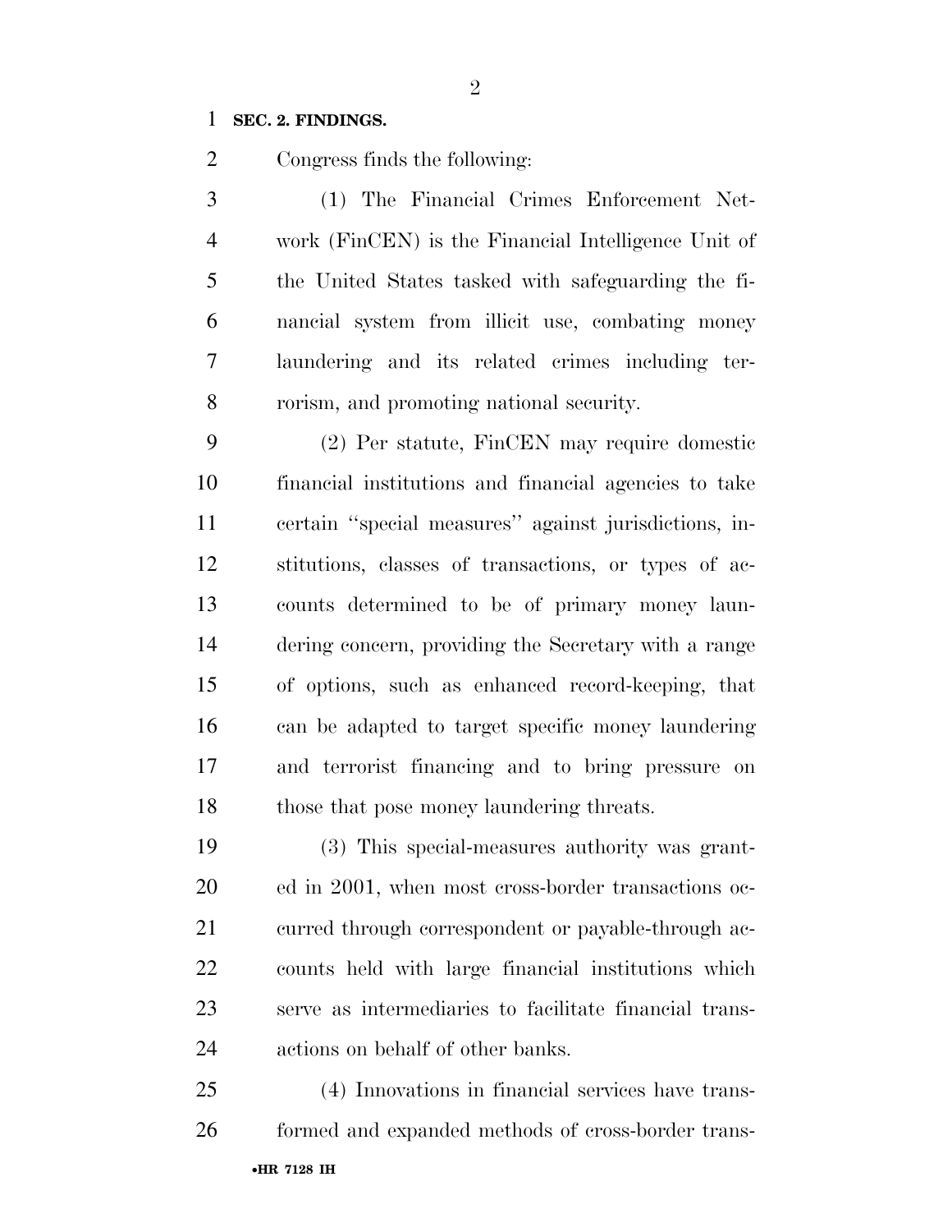**SEC. 2. FINDINGS.**

Congress finds the following:

(1) The Financial Crimes Enforcement Network (FinCEN) is the Financial Intelligence Unit of the United States tasked with safeguarding the financial system from illicit use, combating money laundering and its related crimes including terrorism, and promoting national security.

(2) Per statute, FinCEN may require domestic financial institutions and financial agencies to take certain ''special measures'' against jurisdictions, institutions, classes of transactions, or types of accounts determined to be of primary money laundering concern, providing the Secretary with a range of options, such as enhanced record-keeping, that can be adapted to target specific money laundering and terrorist financing and to bring pressure on those that pose money laundering threats.

(3) This special-measures authority was granted in 2001, when most cross-border transactions occurred through correspondent or payable-through accounts held with large financial institutions which serve as intermediaries to facilitate financial transactions on behalf of other banks.

(4) Innovations in financial services have transformed and expanded methods of cross-border trans-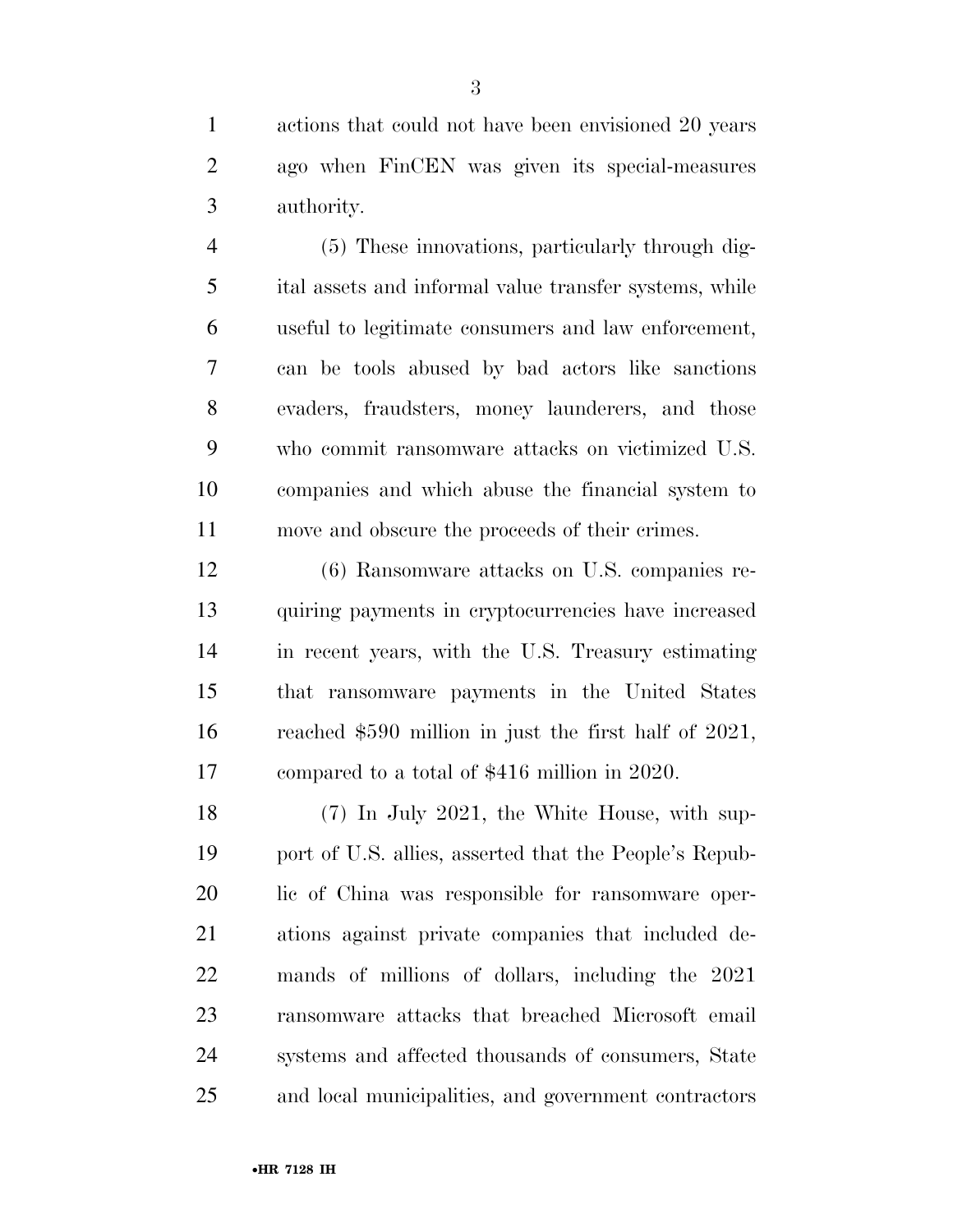actions that could not have been envisioned 20 years ago when FinCEN was given its special-measures authority.

(5) These innovations, particularly through digital assets and informal value transfer systems, while useful to legitimate consumers and law enforcement, can be tools abused by bad actors like sanctions evaders, fraudsters, money launderers, and those who commit ransomware attacks on victimized U.S. companies and which abuse the financial system to move and obscure the proceeds of their crimes.

(6) Ransomware attacks on U.S. companies requiring payments in cryptocurrencies have increased in recent years, with the U.S. Treasury estimating that ransomware payments in the United States reached $590 million in just the first half of 2021, compared to a total of $416 million in 2020.

(7) In July 2021, the White House, with support of U.S. allies, asserted that the People's Republic of China was responsible for ransomware operations against private companies that included demands of millions of dollars, including the 2021 ransomware attacks that breached Microsoft email systems and affected thousands of consumers, State and local municipalities, and government contractors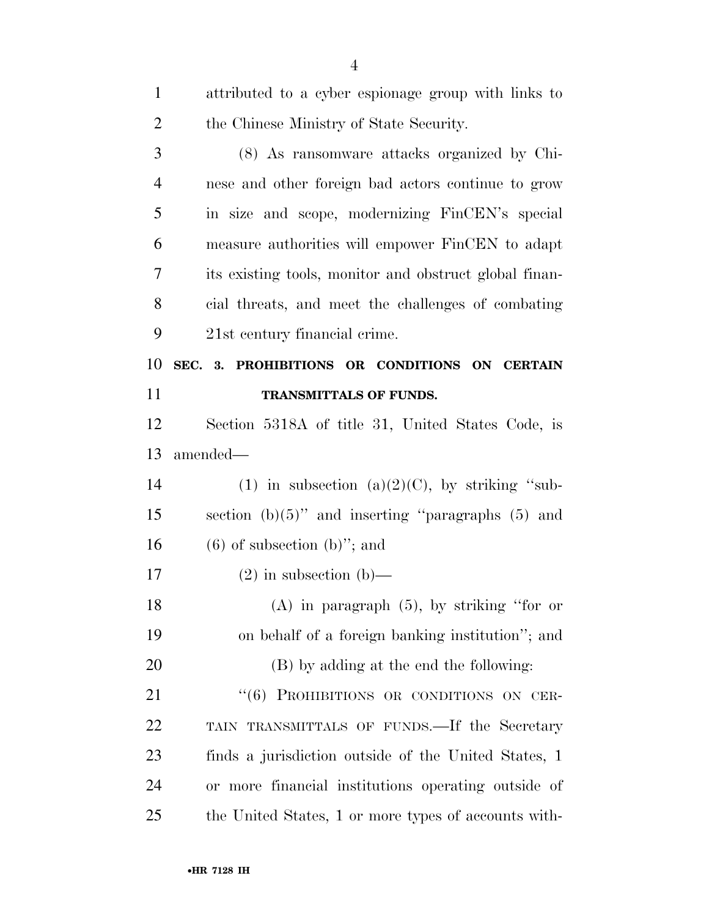attributed to a cyber espionage group with links to the Chinese Ministry of State Security.

(8) As ransomware attacks organized by Chinese and other foreign bad actors continue to grow in size and scope, modernizing FinCEN's special measure authorities will empower FinCEN to adapt its existing tools, monitor and obstruct global financial threats, and meet the challenges of combating 21st century financial crime.

**SEC. 3. PROHIBITIONS OR CONDITIONS ON CERTAIN TRANSMITTALS OF FUNDS.**

Section 5318A of title 31, United States Code, is amended—

(1) in subsection (a)(2)(C), by striking "subsection (b)(5)" and inserting "paragraphs (5) and (6) of subsection (b)"; and

(2) in subsection (b)—

(A) in paragraph (5), by striking "for or on behalf of a foreign banking institution"; and

(B) by adding at the end the following:

"(6) PROHIBITIONS OR CONDITIONS ON CERTAIN TRANSMITTALS OF FUNDS.—If the Secretary finds a jurisdiction outside of the United States, 1 or more financial institutions operating outside of the United States, 1 or more types of accounts with-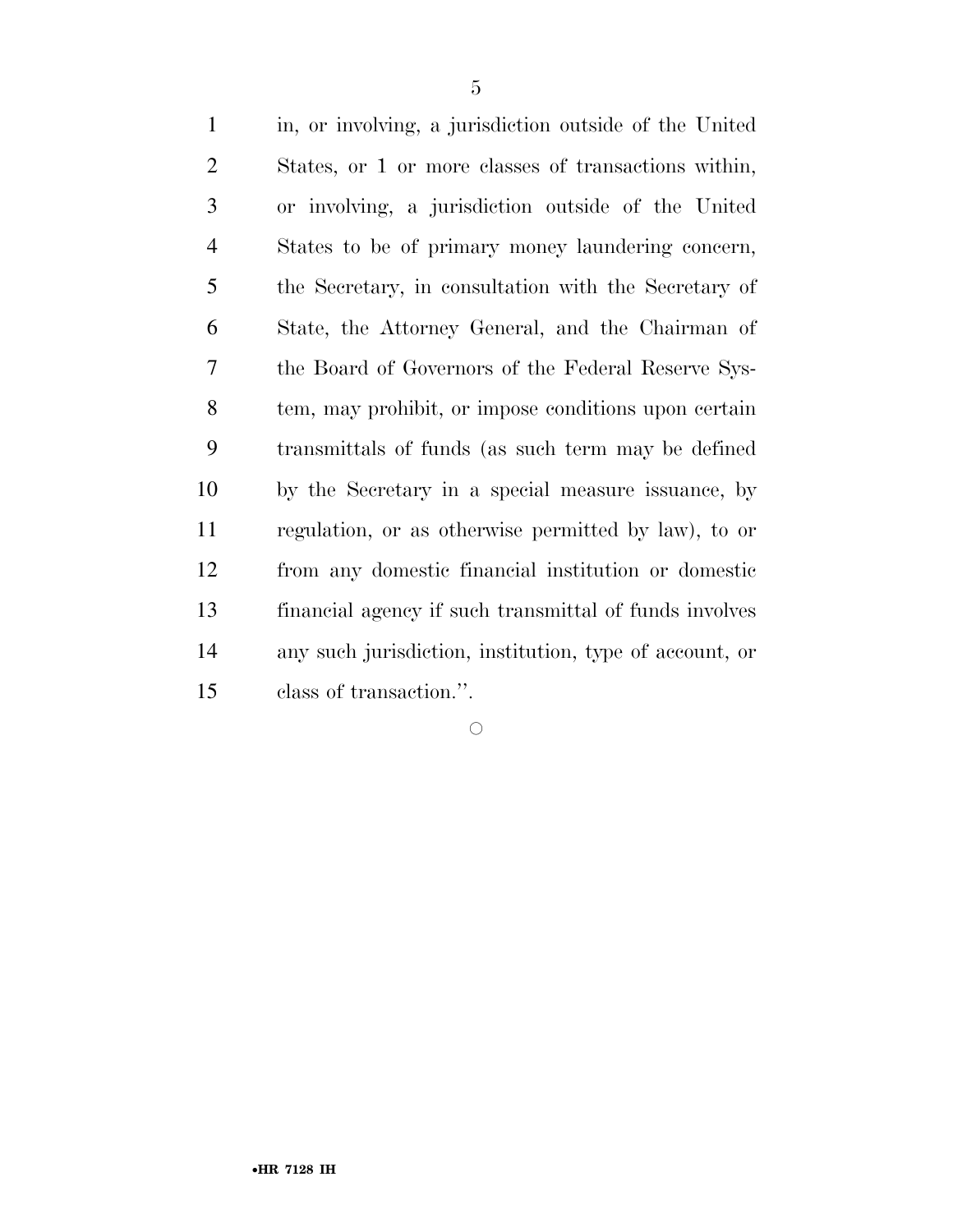in, or involving, a jurisdiction outside of the United States, or 1 or more classes of transactions within, or involving, a jurisdiction outside of the United States to be of primary money laundering concern, the Secretary, in consultation with the Secretary of State, the Attorney General, and the Chairman of the Board of Governors of the Federal Reserve System, may prohibit, or impose conditions upon certain transmittals of funds (as such term may be defined by the Secretary in a special measure issuance, by regulation, or as otherwise permitted by law), to or from any domestic financial institution or domestic financial agency if such transmittal of funds involves any such jurisdiction, institution, type of account, or class of transaction.''.

○